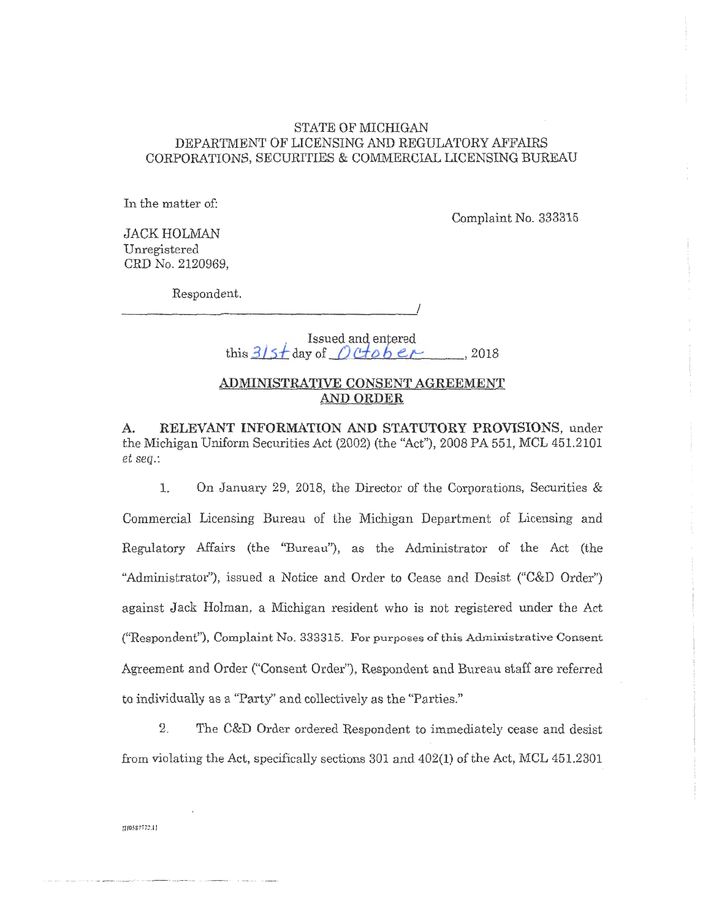STATE OF MICHIGAN
DEPARTMENT OF LICENSING AND REGULATORY AFFAIRS
CORPORATIONS, SECURITIES & COMMERCIAL LICENSING BUREAU

In the matter of:

Complaint No. 333315

JACK HOLMAN
Unregistered
CRD No. 2120969,

Respondent.

_______________________________________/

Issued and entered
this 31st day of October, 2018

## ADMINISTRATIVE CONSENT AGREEMENT AND ORDER

**A. RELEVANT INFORMATION AND STATUTORY PROVISIONS**, under the Michigan Uniform Securities Act (2002) (the "Act"), 2008 PA 551, MCL 451.2101 *et seq.*:

1. On January 29, 2018, the Director of the Corporations, Securities & Commercial Licensing Bureau of the Michigan Department of Licensing and Regulatory Affairs (the "Bureau"), as the Administrator of the Act (the "Administrator"), issued a Notice and Order to Cease and Desist ("C&D Order") against Jack Holman, a Michigan resident who is not registered under the Act ("Respondent"), Complaint No. 333315. For purposes of this Administrative Consent Agreement and Order ("Consent Order"), Respondent and Bureau staff are referred to individually as a "Party" and collectively as the "Parties."

2. The C&D Order ordered Respondent to immediately cease and desist from violating the Act, specifically sections 301 and 402(1) of the Act, MCL 451.2301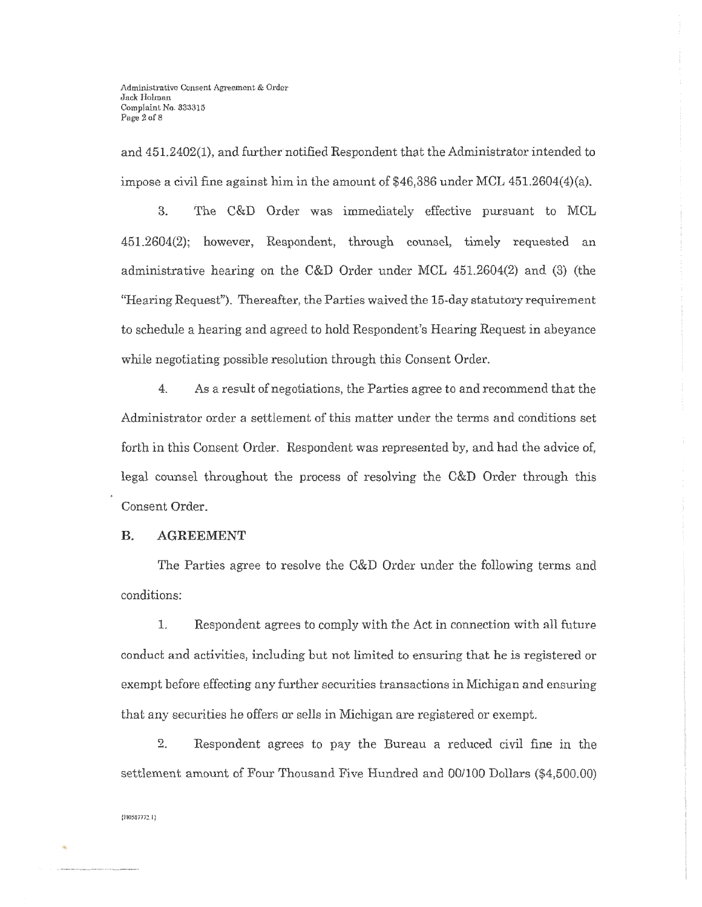and 451.2402(1), and further notified Respondent that the Administrator intended to impose a civil fine against him in the amount of $46,386 under MCL 451.2604(4)(a).

3. The C&D Order was immediately effective pursuant to MCL 451.2604(2); however, Respondent, through counsel, timely requested an administrative hearing on the C&D Order under MCL 451.2604(2) and (3) (the "Hearing Request"). Thereafter, the Parties waived the 15-day statutory requirement to schedule a hearing and agreed to hold Respondent's Hearing Request in abeyance while negotiating possible resolution through this Consent Order.

4. As a result of negotiations, the Parties agree to and recommend that the Administrator order a settlement of this matter under the terms and conditions set forth in this Consent Order. Respondent was represented by, and had the advice of, legal counsel throughout the process of resolving the C&D Order through this Consent Order.

## B. AGREEMENT

The Parties agree to resolve the C&D Order under the following terms and conditions:

1. Respondent agrees to comply with the Act in connection with all future conduct and activities, including but not limited to ensuring that he is registered or exempt before effecting any further securities transactions in Michigan and ensuring that any securities he offers or sells in Michigan are registered or exempt.

2. Respondent agrees to pay the Bureau a reduced civil fine in the settlement amount of Four Thousand Five Hundred and 00/100 Dollars ($4,500.00)

{H0587772.1}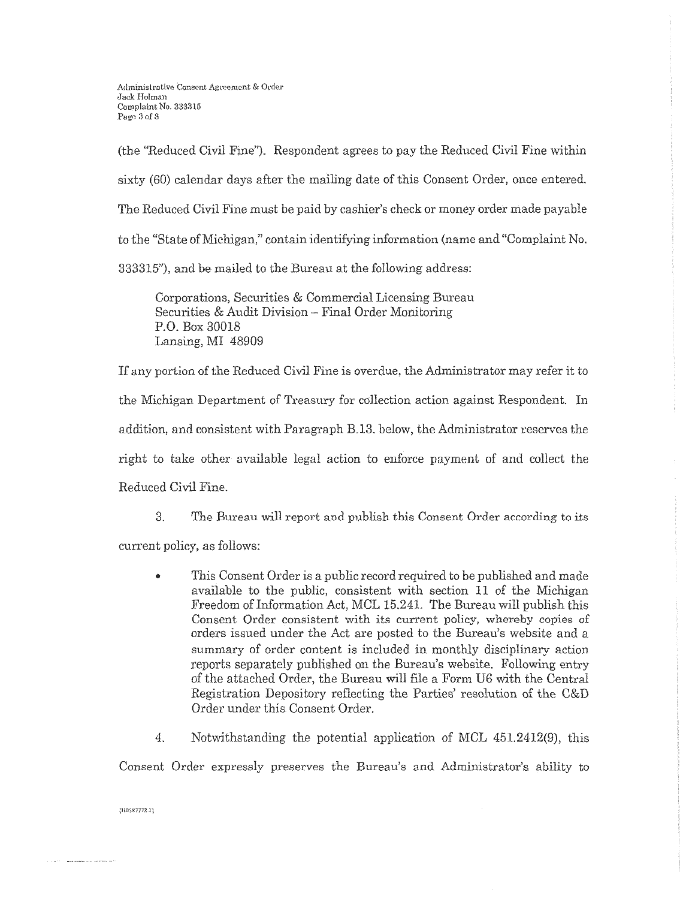(the "Reduced Civil Fine"). Respondent agrees to pay the Reduced Civil Fine within sixty (60) calendar days after the mailing date of this Consent Order, once entered. The Reduced Civil Fine must be paid by cashier's check or money order made payable to the "State of Michigan," contain identifying information (name and "Complaint No. 333315"), and be mailed to the Bureau at the following address:

> Corporations, Securities & Commercial Licensing Bureau
> Securities & Audit Division – Final Order Monitoring
> P.O. Box 30018
> Lansing, MI 48909

If any portion of the Reduced Civil Fine is overdue, the Administrator may refer it to the Michigan Department of Treasury for collection action against Respondent. In addition, and consistent with Paragraph B.13. below, the Administrator reserves the right to take other available legal action to enforce payment of and collect the Reduced Civil Fine.

3. The Bureau will report and publish this Consent Order according to its current policy, as follows:

- This Consent Order is a public record required to be published and made available to the public, consistent with section 11 of the Michigan Freedom of Information Act, MCL 15.241. The Bureau will publish this Consent Order consistent with its current policy, whereby copies of orders issued under the Act are posted to the Bureau's website and a summary of order content is included in monthly disciplinary action reports separately published on the Bureau's website. Following entry of the attached Order, the Bureau will file a Form U6 with the Central Registration Depository reflecting the Parties' resolution of the C&D Order under this Consent Order.

4. Notwithstanding the potential application of MCL 451.2412(9), this Consent Order expressly preserves the Bureau's and Administrator's ability to

{H0587772.1}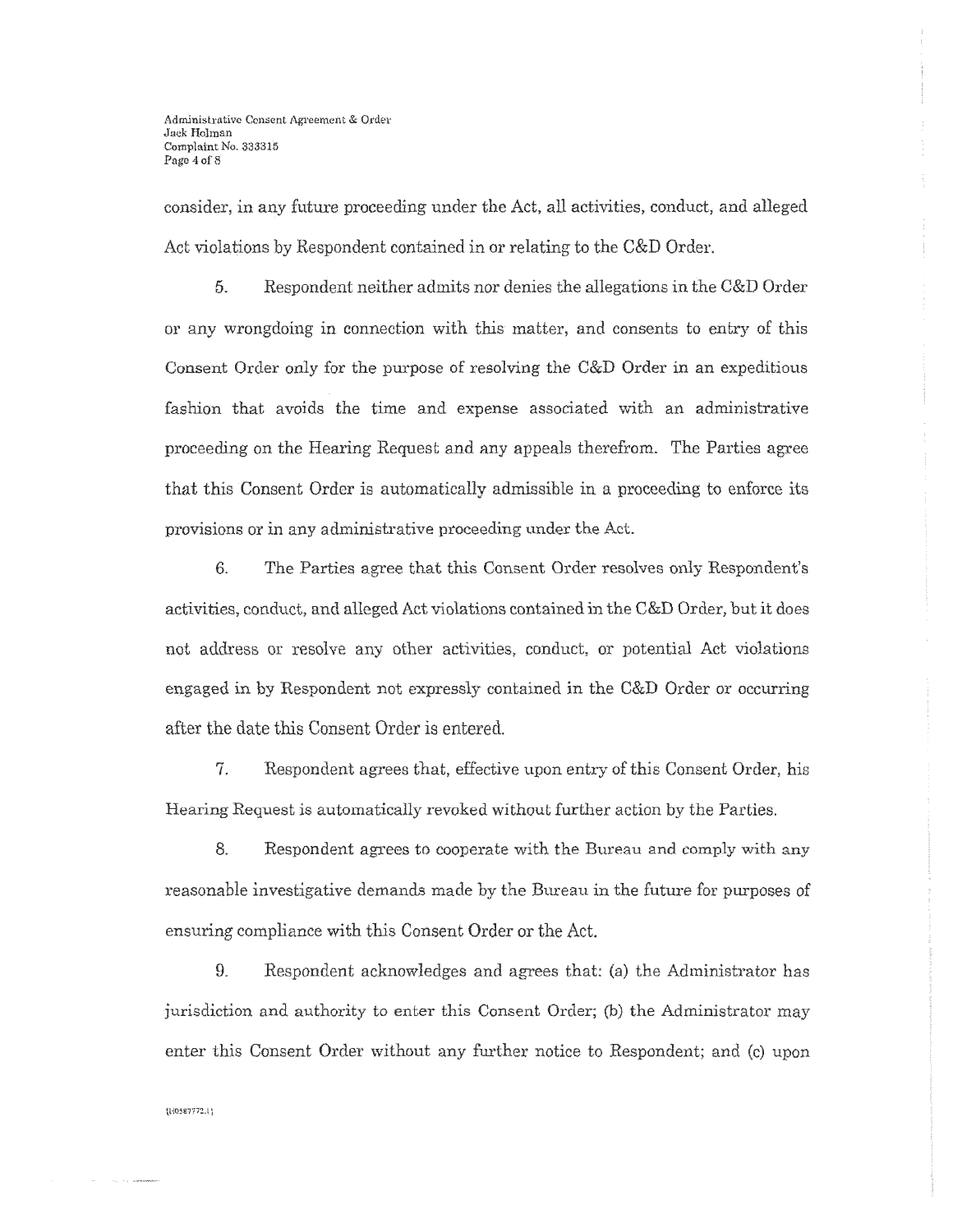consider, in any future proceeding under the Act, all activities, conduct, and alleged Act violations by Respondent contained in or relating to the C&D Order.

5. Respondent neither admits nor denies the allegations in the C&D Order or any wrongdoing in connection with this matter, and consents to entry of this Consent Order only for the purpose of resolving the C&D Order in an expeditious fashion that avoids the time and expense associated with an administrative proceeding on the Hearing Request and any appeals therefrom. The Parties agree that this Consent Order is automatically admissible in a proceeding to enforce its provisions or in any administrative proceeding under the Act.

6. The Parties agree that this Consent Order resolves only Respondent's activities, conduct, and alleged Act violations contained in the C&D Order, but it does not address or resolve any other activities, conduct, or potential Act violations engaged in by Respondent not expressly contained in the C&D Order or occurring after the date this Consent Order is entered.

7. Respondent agrees that, effective upon entry of this Consent Order, his Hearing Request is automatically revoked without further action by the Parties.

8. Respondent agrees to cooperate with the Bureau and comply with any reasonable investigative demands made by the Bureau in the future for purposes of ensuring compliance with this Consent Order or the Act.

9. Respondent acknowledges and agrees that: (a) the Administrator has jurisdiction and authority to enter this Consent Order; (b) the Administrator may enter this Consent Order without any further notice to Respondent; and (c) upon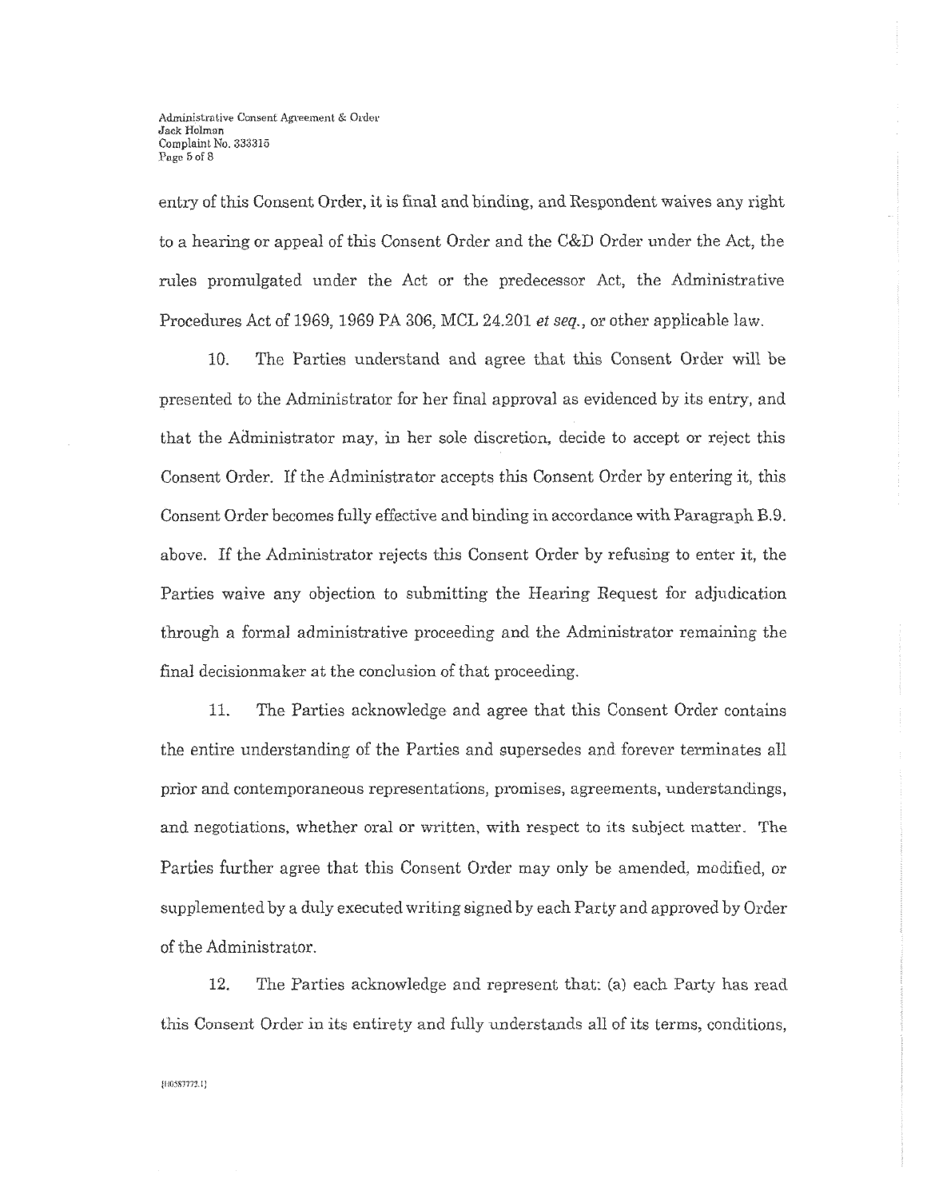entry of this Consent Order, it is final and binding, and Respondent waives any right to a hearing or appeal of this Consent Order and the C&D Order under the Act, the rules promulgated under the Act or the predecessor Act, the Administrative Procedures Act of 1969, 1969 PA 306, MCL 24.201 *et seq.*, or other applicable law.

10. The Parties understand and agree that this Consent Order will be presented to the Administrator for her final approval as evidenced by its entry, and that the Administrator may, in her sole discretion, decide to accept or reject this Consent Order. If the Administrator accepts this Consent Order by entering it, this Consent Order becomes fully effective and binding in accordance with Paragraph B.9. above. If the Administrator rejects this Consent Order by refusing to enter it, the Parties waive any objection to submitting the Hearing Request for adjudication through a formal administrative proceeding and the Administrator remaining the final decisionmaker at the conclusion of that proceeding.

11. The Parties acknowledge and agree that this Consent Order contains the entire understanding of the Parties and supersedes and forever terminates all prior and contemporaneous representations, promises, agreements, understandings, and negotiations, whether oral or written, with respect to its subject matter. The Parties further agree that this Consent Order may only be amended, modified, or supplemented by a duly executed writing signed by each Party and approved by Order of the Administrator.

12. The Parties acknowledge and represent that: (a) each Party has read this Consent Order in its entirety and fully understands all of its terms, conditions,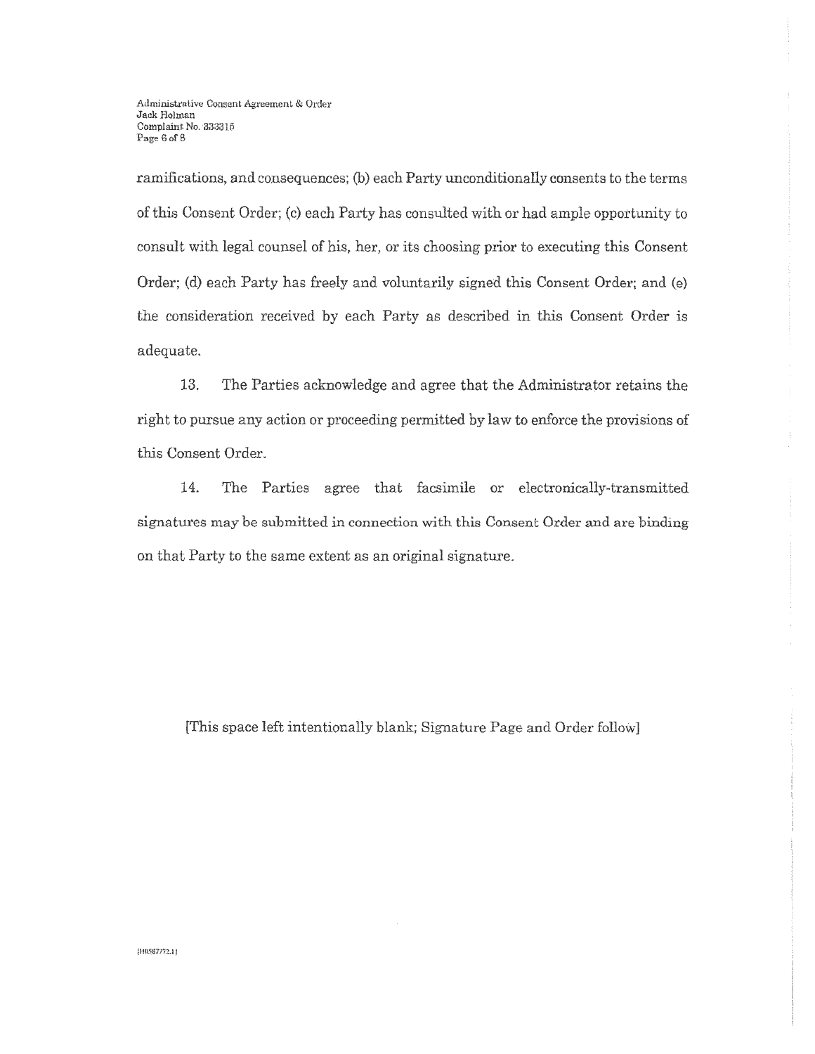ramifications, and consequences; (b) each Party unconditionally consents to the terms of this Consent Order; (c) each Party has consulted with or had ample opportunity to consult with legal counsel of his, her, or its choosing prior to executing this Consent Order; (d) each Party has freely and voluntarily signed this Consent Order; and (e) the consideration received by each Party as described in this Consent Order is adequate.

13. The Parties acknowledge and agree that the Administrator retains the right to pursue any action or proceeding permitted by law to enforce the provisions of this Consent Order.

14. The Parties agree that facsimile or electronically-transmitted signatures may be submitted in connection with this Consent Order and are binding on that Party to the same extent as an original signature.

[This space left intentionally blank; Signature Page and Order follow]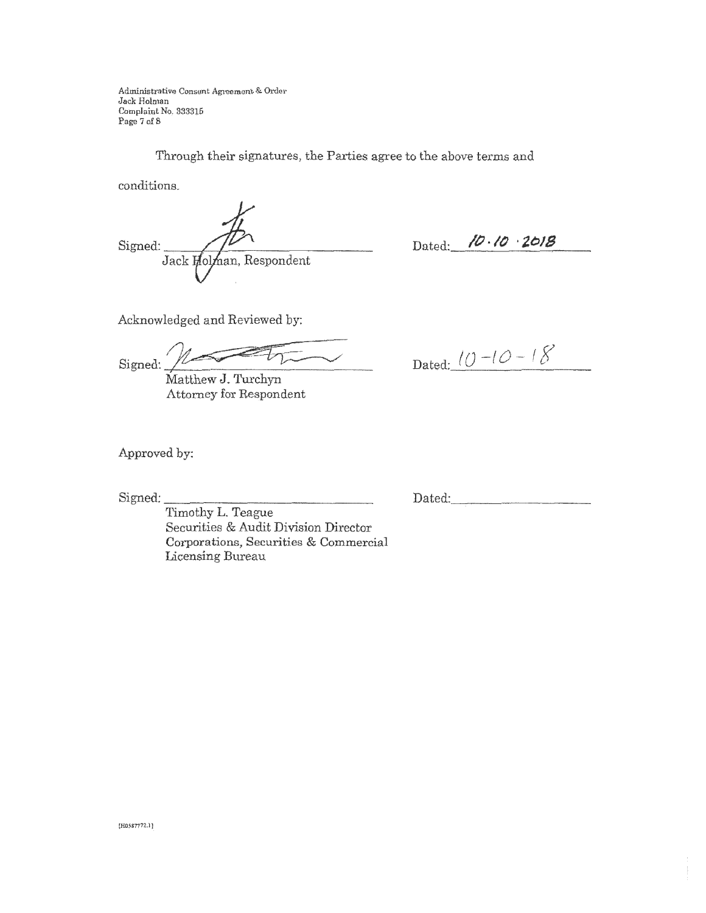Through their signatures, the Parties agree to the above terms and conditions.

Signed: ______________________________ Dated: 10.10.2018
Jack Holman, Respondent

Acknowledged and Reviewed by:

Signed: ______________________________ Dated: 10-10-18
Matthew J. Turchyn
Attorney for Respondent

Approved by:

Signed: ______________________________ Dated: ____________________
Timothy L. Teague
Securities & Audit Division Director
Corporations, Securities & Commercial
Licensing Bureau

{H0587772.1}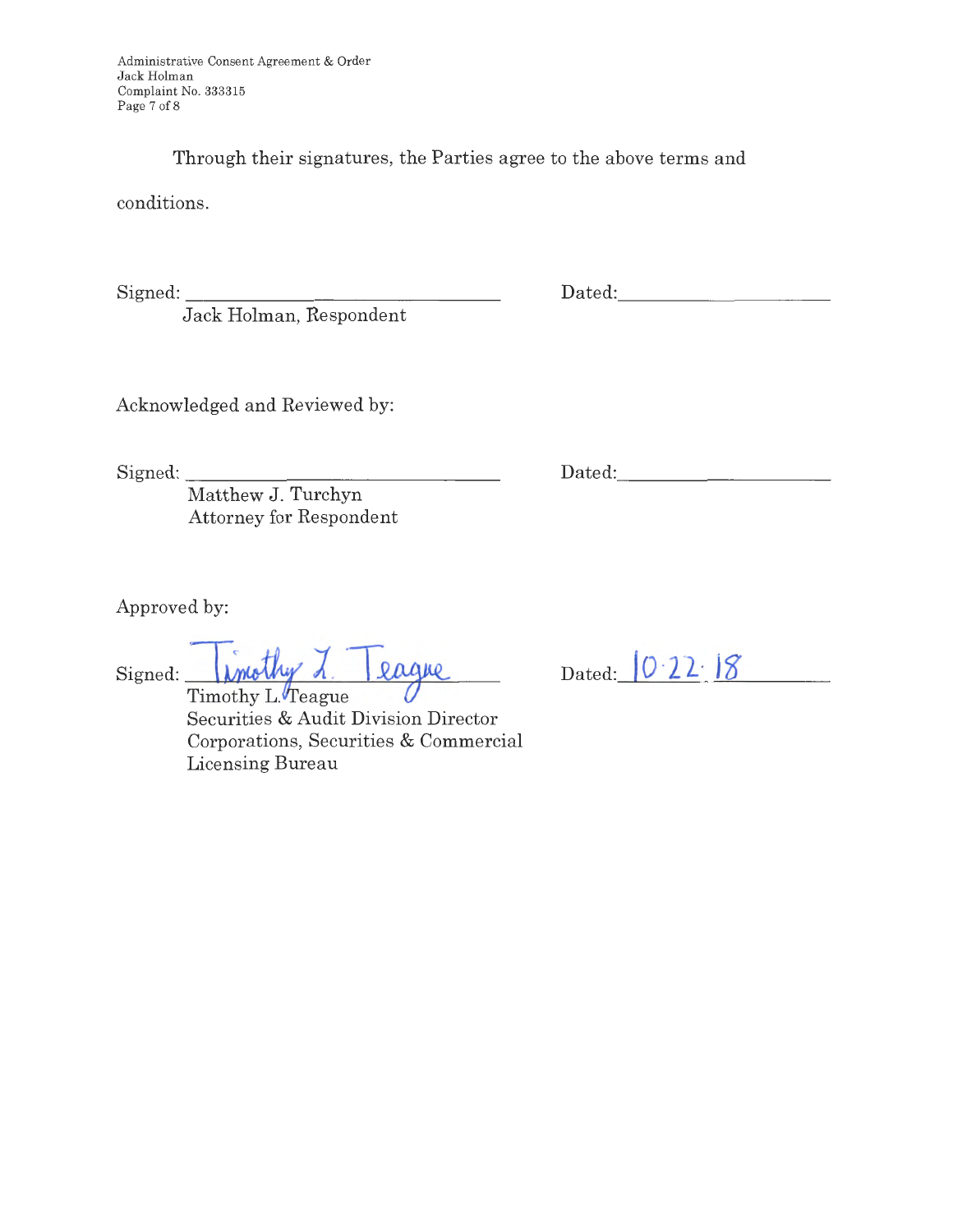Through their signatures, the Parties agree to the above terms and conditions.

Signed: ______________________________ Dated: ____________________
Jack Holman, Respondent

Acknowledged and Reviewed by:

Signed: ______________________________ Dated: ____________________
Matthew J. Turchyn
Attorney for Respondent

Approved by:

Signed: Timothy L. Teague Dated: 10.22.18
Timothy L. Teague
Securities & Audit Division Director
Corporations, Securities & Commercial Licensing Bureau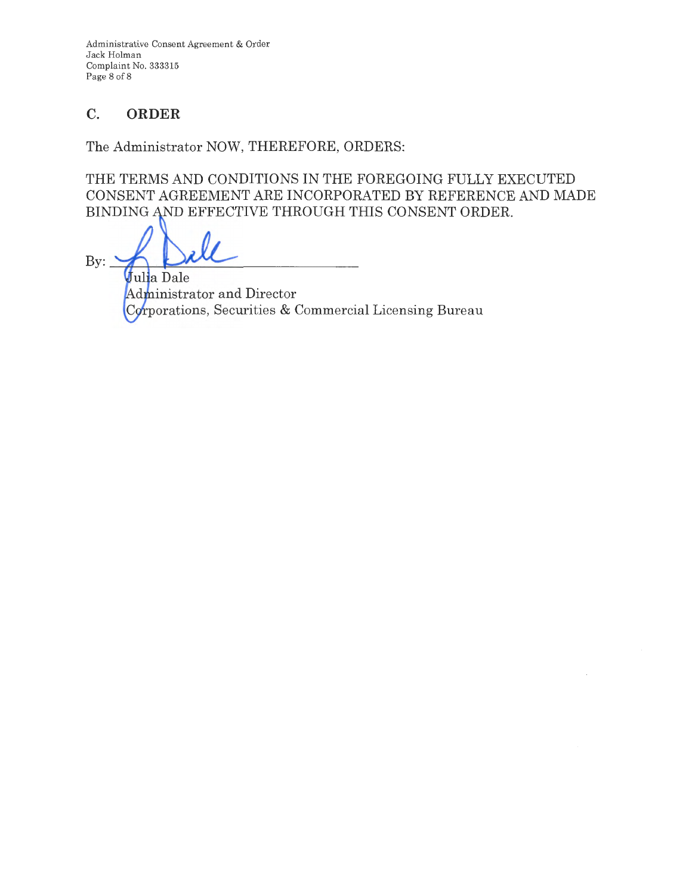## C. ORDER

The Administrator NOW, THEREFORE, ORDERS:

THE TERMS AND CONDITIONS IN THE FOREGOING FULLY EXECUTED CONSENT AGREEMENT ARE INCORPORATED BY REFERENCE AND MADE BINDING AND EFFECTIVE THROUGH THIS CONSENT ORDER.

By: ______________________________

Julia Dale
Administrator and Director
Corporations, Securities & Commercial Licensing Bureau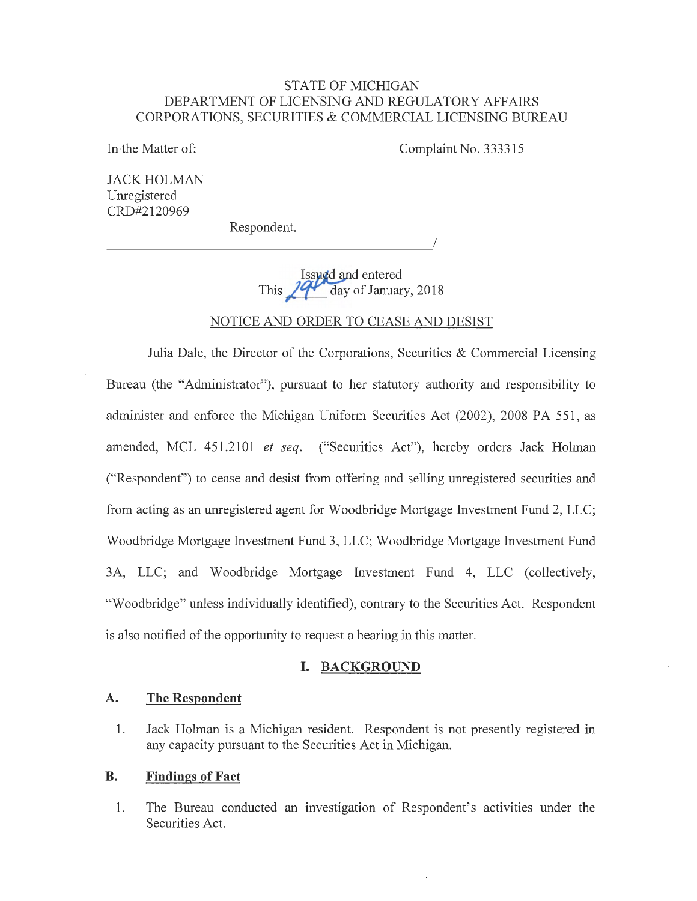STATE OF MICHIGAN
DEPARTMENT OF LICENSING AND REGULATORY AFFAIRS
CORPORATIONS, SECURITIES & COMMERCIAL LICENSING BUREAU

In the Matter of: Complaint No. 333315

JACK HOLMAN
Unregistered
CRD#2120969

Respondent.
_______________________________________/

Issued and entered
This 29th day of January, 2018

NOTICE AND ORDER TO CEASE AND DESIST

Julia Dale, the Director of the Corporations, Securities & Commercial Licensing Bureau (the "Administrator"), pursuant to her statutory authority and responsibility to administer and enforce the Michigan Uniform Securities Act (2002), 2008 PA 551, as amended, MCL 451.2101 *et seq.* ("Securities Act"), hereby orders Jack Holman ("Respondent") to cease and desist from offering and selling unregistered securities and from acting as an unregistered agent for Woodbridge Mortgage Investment Fund 2, LLC; Woodbridge Mortgage Investment Fund 3, LLC; Woodbridge Mortgage Investment Fund 3A, LLC; and Woodbridge Mortgage Investment Fund 4, LLC (collectively, "Woodbridge" unless individually identified), contrary to the Securities Act. Respondent is also notified of the opportunity to request a hearing in this matter.

## I. BACKGROUND

### A. The Respondent

1. Jack Holman is a Michigan resident. Respondent is not presently registered in any capacity pursuant to the Securities Act in Michigan.

### B. Findings of Fact

1. The Bureau conducted an investigation of Respondent's activities under the Securities Act.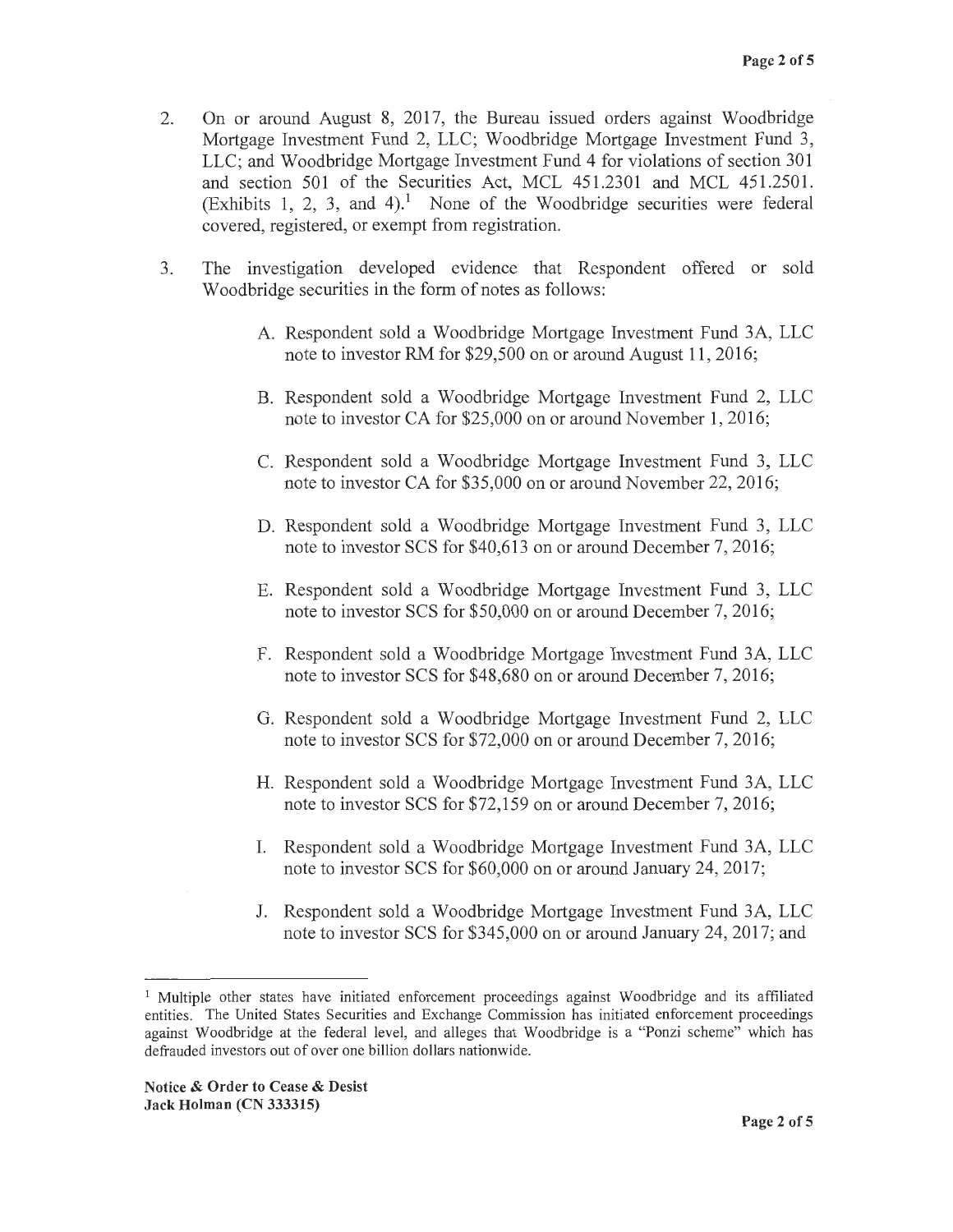2. On or around August 8, 2017, the Bureau issued orders against Woodbridge Mortgage Investment Fund 2, LLC; Woodbridge Mortgage Investment Fund 3, LLC; and Woodbridge Mortgage Investment Fund 4 for violations of section 301 and section 501 of the Securities Act, MCL 451.2301 and MCL 451.2501. (Exhibits 1, 2, 3, and 4).[1] None of the Woodbridge securities were federal covered, registered, or exempt from registration.

3. The investigation developed evidence that Respondent offered or sold Woodbridge securities in the form of notes as follows:

   A. Respondent sold a Woodbridge Mortgage Investment Fund 3A, LLC note to investor RM for $29,500 on or around August 11, 2016;

   B. Respondent sold a Woodbridge Mortgage Investment Fund 2, LLC note to investor CA for $25,000 on or around November 1, 2016;

   C. Respondent sold a Woodbridge Mortgage Investment Fund 3, LLC note to investor CA for $35,000 on or around November 22, 2016;

   D. Respondent sold a Woodbridge Mortgage Investment Fund 3, LLC note to investor SCS for $40,613 on or around December 7, 2016;

   E. Respondent sold a Woodbridge Mortgage Investment Fund 3, LLC note to investor SCS for $50,000 on or around December 7, 2016;

   F. Respondent sold a Woodbridge Mortgage Investment Fund 3A, LLC note to investor SCS for $48,680 on or around December 7, 2016;

   G. Respondent sold a Woodbridge Mortgage Investment Fund 2, LLC note to investor SCS for $72,000 on or around December 7, 2016;

   H. Respondent sold a Woodbridge Mortgage Investment Fund 3A, LLC note to investor SCS for $72,159 on or around December 7, 2016;

   I. Respondent sold a Woodbridge Mortgage Investment Fund 3A, LLC note to investor SCS for $60,000 on or around January 24, 2017;

   J. Respondent sold a Woodbridge Mortgage Investment Fund 3A, LLC note to investor SCS for $345,000 on or around January 24, 2017; and

---

[1] Multiple other states have initiated enforcement proceedings against Woodbridge and its affiliated entities. The United States Securities and Exchange Commission has initiated enforcement proceedings against Woodbridge at the federal level, and alleges that Woodbridge is a "Ponzi scheme" which has defrauded investors out of over one billion dollars nationwide.

**Notice & Order to Cease & Desist**
**Jack Holman (CN 333315)**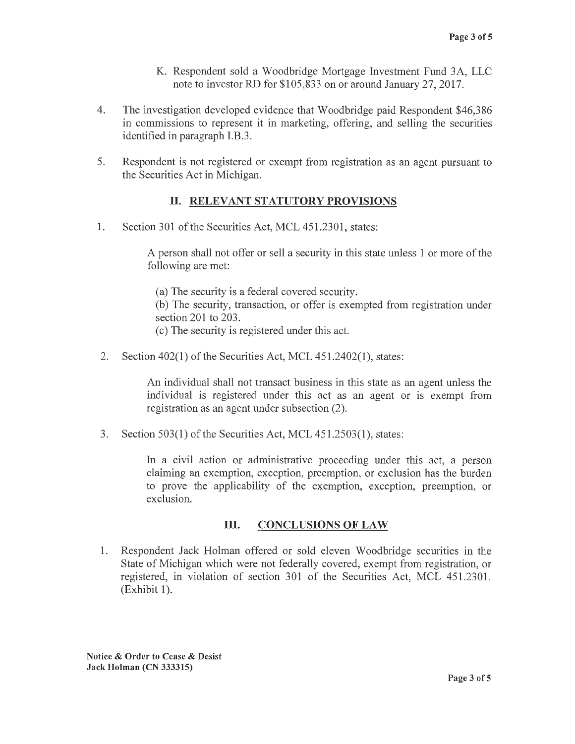K. Respondent sold a Woodbridge Mortgage Investment Fund 3A, LLC note to investor RD for $105,833 on or around January 27, 2017.

4. The investigation developed evidence that Woodbridge paid Respondent $46,386 in commissions to represent it in marketing, offering, and selling the securities identified in paragraph I.B.3.

5. Respondent is not registered or exempt from registration as an agent pursuant to the Securities Act in Michigan.

## II. RELEVANT STATUTORY PROVISIONS

1. Section 301 of the Securities Act, MCL 451.2301, states:

   > A person shall not offer or sell a security in this state unless 1 or more of the following are met:
   >
   > (a) The security is a federal covered security.
   >
   > (b) The security, transaction, or offer is exempted from registration under section 201 to 203.
   >
   > (c) The security is registered under this act.

2. Section 402(1) of the Securities Act, MCL 451.2402(1), states:

   > An individual shall not transact business in this state as an agent unless the individual is registered under this act as an agent or is exempt from registration as an agent under subsection (2).

3. Section 503(1) of the Securities Act, MCL 451.2503(1), states:

   > In a civil action or administrative proceeding under this act, a person claiming an exemption, exception, preemption, or exclusion has the burden to prove the applicability of the exemption, exception, preemption, or exclusion.

## III. CONCLUSIONS OF LAW

1. Respondent Jack Holman offered or sold eleven Woodbridge securities in the State of Michigan which were not federally covered, exempt from registration, or registered, in violation of section 301 of the Securities Act, MCL 451.2301. (Exhibit 1).

**Notice & Order to Cease & Desist**
**Jack Holman (CN 333315)**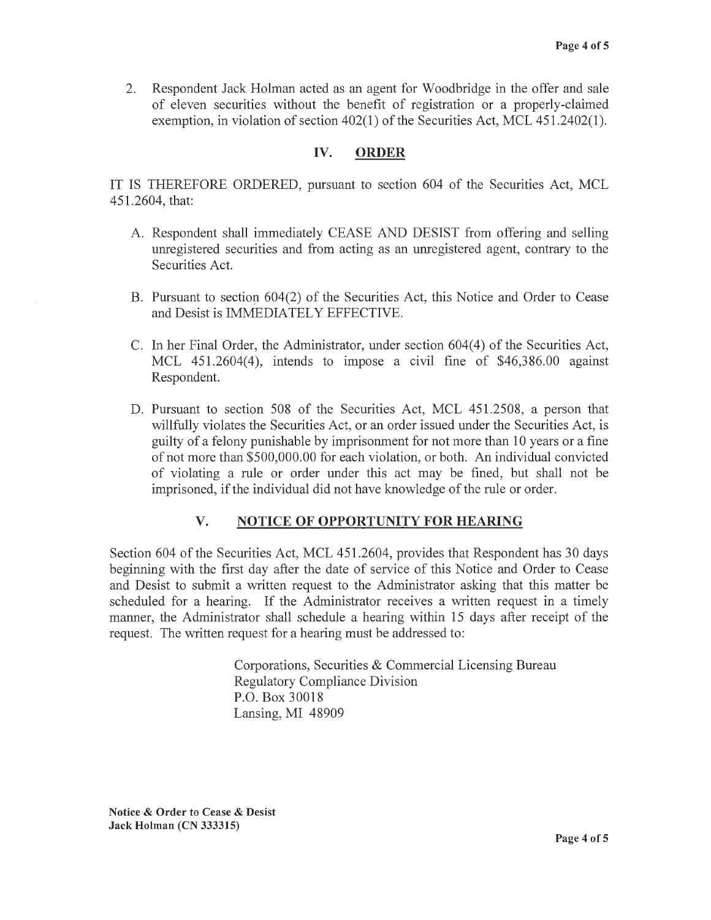2. Respondent Jack Holman acted as an agent for Woodbridge in the offer and sale of eleven securities without the benefit of registration or a properly-claimed exemption, in violation of section 402(1) of the Securities Act, MCL 451.2402(1).

## IV. ORDER

IT IS THEREFORE ORDERED, pursuant to section 604 of the Securities Act, MCL 451.2604, that:

A. Respondent shall immediately CEASE AND DESIST from offering and selling unregistered securities and from acting as an unregistered agent, contrary to the Securities Act.

B. Pursuant to section 604(2) of the Securities Act, this Notice and Order to Cease and Desist is IMMEDIATELY EFFECTIVE.

C. In her Final Order, the Administrator, under section 604(4) of the Securities Act, MCL 451.2604(4), intends to impose a civil fine of $46,386.00 against Respondent.

D. Pursuant to section 508 of the Securities Act, MCL 451.2508, a person that willfully violates the Securities Act, or an order issued under the Securities Act, is guilty of a felony punishable by imprisonment for not more than 10 years or a fine of not more than $500,000.00 for each violation, or both. An individual convicted of violating a rule or order under this act may be fined, but shall not be imprisoned, if the individual did not have knowledge of the rule or order.

## V. NOTICE OF OPPORTUNITY FOR HEARING

Section 604 of the Securities Act, MCL 451.2604, provides that Respondent has 30 days beginning with the first day after the date of service of this Notice and Order to Cease and Desist to submit a written request to the Administrator asking that this matter be scheduled for a hearing. If the Administrator receives a written request in a timely manner, the Administrator shall schedule a hearing within 15 days after receipt of the request. The written request for a hearing must be addressed to:

Corporations, Securities & Commercial Licensing Bureau
Regulatory Compliance Division
P.O. Box 30018
Lansing, MI 48909

**Notice & Order to Cease & Desist**
**Jack Holman (CN 333315)**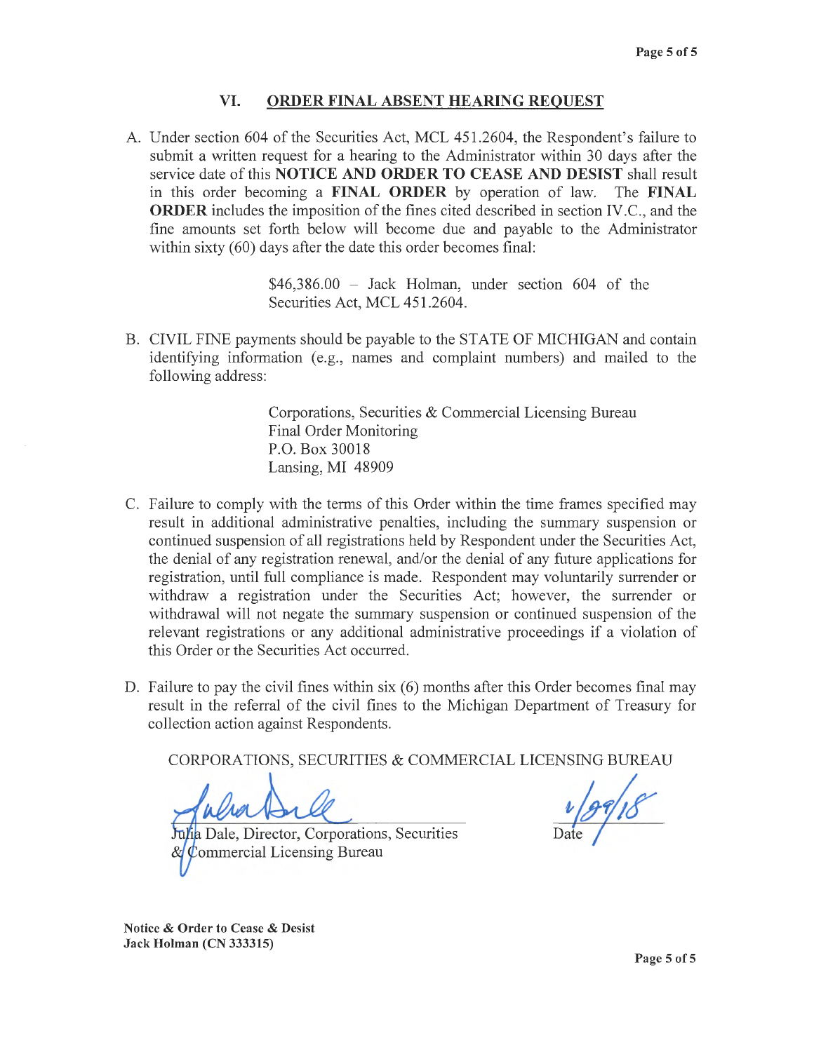## VI. ORDER FINAL ABSENT HEARING REQUEST

A. Under section 604 of the Securities Act, MCL 451.2604, the Respondent's failure to submit a written request for a hearing to the Administrator within 30 days after the service date of this **NOTICE AND ORDER TO CEASE AND DESIST** shall result in this order becoming a **FINAL ORDER** by operation of law. The **FINAL ORDER** includes the imposition of the fines cited described in section IV.C., and the fine amounts set forth below will become due and payable to the Administrator within sixty (60) days after the date this order becomes final:

> $46,386.00 – Jack Holman, under section 604 of the Securities Act, MCL 451.2604.

B. CIVIL FINE payments should be payable to the STATE OF MICHIGAN and contain identifying information (e.g., names and complaint numbers) and mailed to the following address:

> Corporations, Securities & Commercial Licensing Bureau
> Final Order Monitoring
> P.O. Box 30018
> Lansing, MI 48909

C. Failure to comply with the terms of this Order within the time frames specified may result in additional administrative penalties, including the summary suspension or continued suspension of all registrations held by Respondent under the Securities Act, the denial of any registration renewal, and/or the denial of any future applications for registration, until full compliance is made. Respondent may voluntarily surrender or withdraw a registration under the Securities Act; however, the surrender or withdrawal will not negate the summary suspension or continued suspension of the relevant registrations or any additional administrative proceedings if a violation of this Order or the Securities Act occurred.

D. Failure to pay the civil fines within six (6) months after this Order becomes final may result in the referral of the civil fines to the Michigan Department of Treasury for collection action against Respondents.

CORPORATIONS, SECURITIES & COMMERCIAL LICENSING BUREAU

Julia Dale, Director, Corporations, Securities & Commercial Licensing Bureau

1/29/18
Date

**Notice & Order to Cease & Desist**
**Jack Holman (CN 333315)**